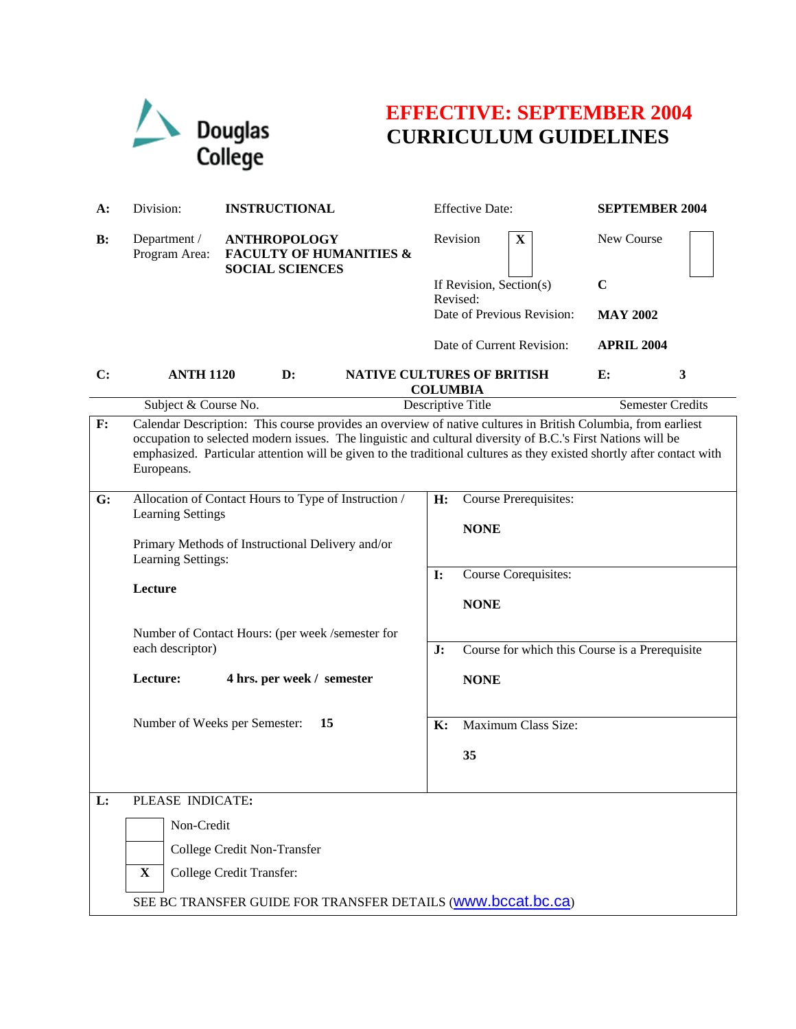Douglas College

# EFFECTIVE: SEPTEMBER 2004
# CURRICULUM GUIDELINES

| | | | | |
|---|---|---|---|---|
| **A:** | Division: | **INSTRUCTIONAL** | Effective Date: | **SEPTEMBER 2004** |
| **B:** | Department / Program Area: | **ANTHROPOLOGY FACULTY OF HUMANITIES & SOCIAL SCIENCES** | Revision [X] | New Course [ ] |
| | | | If Revision, Section(s) Revised: | **C** |
| | | | Date of Previous Revision: | **MAY 2002** |
| | | | Date of Current Revision: | **APRIL 2004** |

| C: | ANTH 1120 | D: | NATIVE CULTURES OF BRITISH COLUMBIA | E: | 3 |
|---|---|---|---|---|---|
| | Subject & Course No. | | Descriptive Title | | Semester Credits |

**F:** Calendar Description: This course provides an overview of native cultures in British Columbia, from earliest occupation to selected modern issues. The linguistic and cultural diversity of B.C.'s First Nations will be emphasized. Particular attention will be given to the traditional cultures as they existed shortly after contact with Europeans.

**G:** Allocation of Contact Hours to Type of Instruction / Learning Settings

Primary Methods of Instructional Delivery and/or Learning Settings:

**Lecture**

Number of Contact Hours: (per week /semester for each descriptor)

**Lecture:** **4 hrs. per week / semester**

Number of Weeks per Semester: **15**

**H:** Course Prerequisites:

**NONE**

**I:** Course Corequisites:

**NONE**

**J:** Course for which this Course is a Prerequisite

**NONE**

**K:** Maximum Class Size:

**35**

**L:** PLEASE INDICATE**:**

- [ ] Non-Credit
- [ ] College Credit Non-Transfer
- [X] College Credit Transfer:

SEE BC TRANSFER GUIDE FOR TRANSFER DETAILS (www.bccat.bc.ca)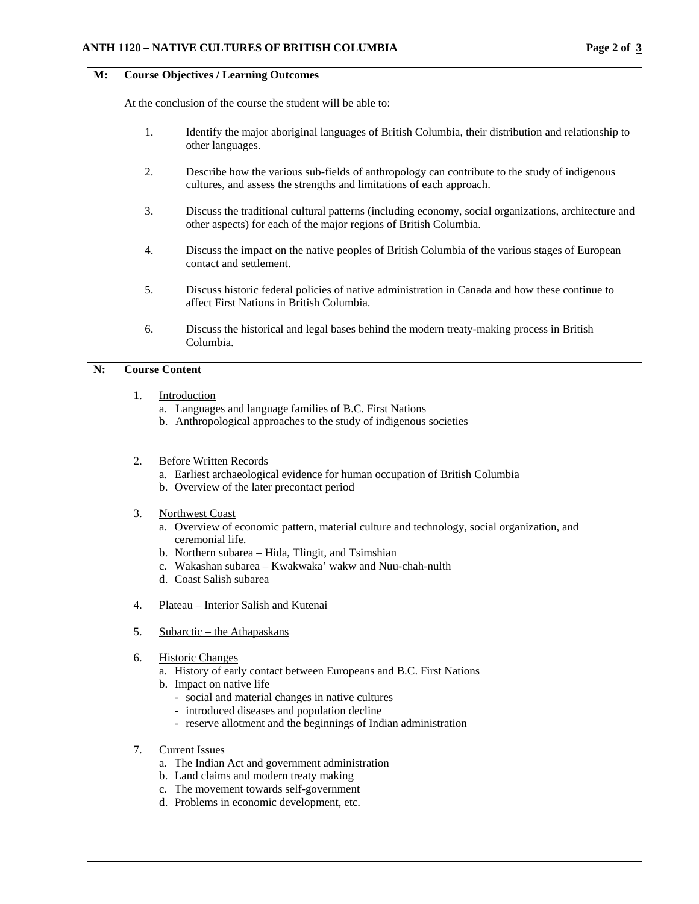## M: Course Objectives / Learning Outcomes

At the conclusion of the course the student will be able to:

1. Identify the major aboriginal languages of British Columbia, their distribution and relationship to other languages.
2. Describe how the various sub-fields of anthropology can contribute to the study of indigenous cultures, and assess the strengths and limitations of each approach.
3. Discuss the traditional cultural patterns (including economy, social organizations, architecture and other aspects) for each of the major regions of British Columbia.
4. Discuss the impact on the native peoples of British Columbia of the various stages of European contact and settlement.
5. Discuss historic federal policies of native administration in Canada and how these continue to affect First Nations in British Columbia.
6. Discuss the historical and legal bases behind the modern treaty-making process in British Columbia.

## N: Course Content

1. <u>Introduction</u>
   a. Languages and language families of B.C. First Nations
   b. Anthropological approaches to the study of indigenous societies

2. <u>Before Written Records</u>
   a. Earliest archaeological evidence for human occupation of British Columbia
   b. Overview of the later precontact period

3. <u>Northwest Coast</u>
   a. Overview of economic pattern, material culture and technology, social organization, and ceremonial life.
   b. Northern subarea – Hida, Tlingit, and Tsimshian
   c. Wakashan subarea – Kwakwaka' wakw and Nuu-chah-nulth
   d. Coast Salish subarea

4. <u>Plateau – Interior Salish and Kutenai</u>

5. <u>Subarctic – the Athapaskans</u>

6. <u>Historic Changes</u>
   a. History of early contact between Europeans and B.C. First Nations
   b. Impact on native life
      - social and material changes in native cultures
      - introduced diseases and population decline
      - reserve allotment and the beginnings of Indian administration

7. <u>Current Issues</u>
   a. The Indian Act and government administration
   b. Land claims and modern treaty making
   c. The movement towards self-government
   d. Problems in economic development, etc.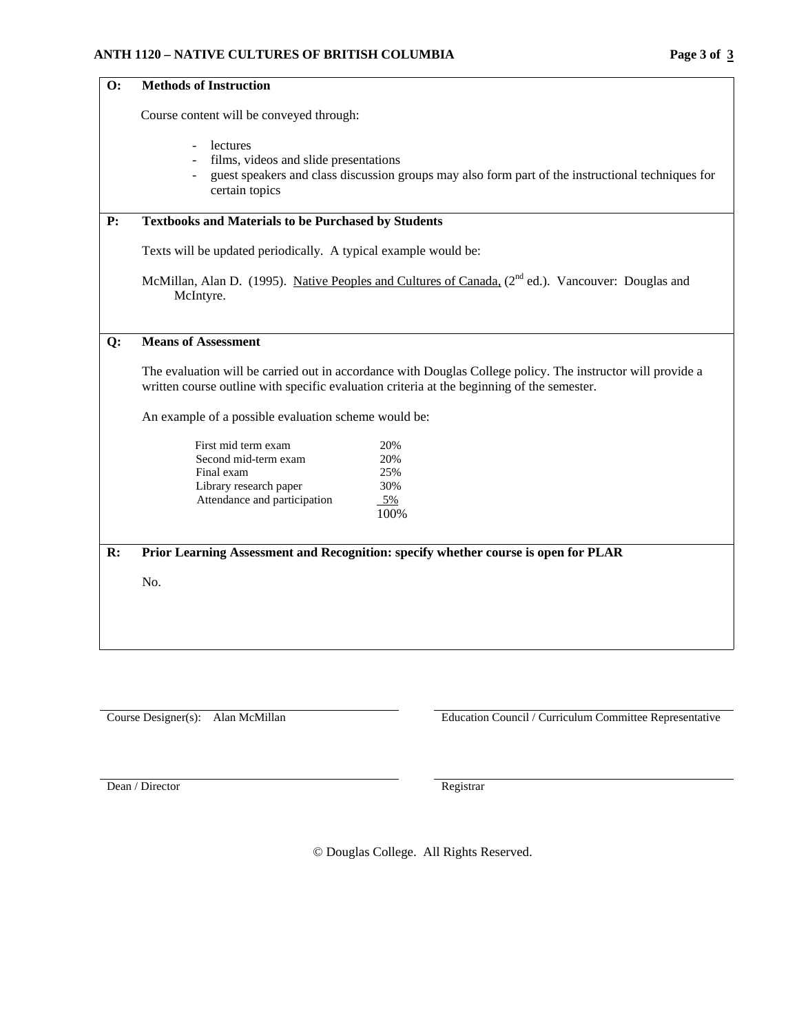## O: Methods of Instruction

Course content will be conveyed through:

- lectures
- films, videos and slide presentations
- guest speakers and class discussion groups may also form part of the instructional techniques for certain topics

## P: Textbooks and Materials to be Purchased by Students

Texts will be updated periodically. A typical example would be:

McMillan, Alan D. (1995). Native Peoples and Cultures of Canada, (2nd ed.). Vancouver: Douglas and McIntyre.

## Q: Means of Assessment

The evaluation will be carried out in accordance with Douglas College policy. The instructor will provide a written course outline with specific evaluation criteria at the beginning of the semester.

An example of a possible evaluation scheme would be:

| | |
|---|---|
| First mid term exam | 20% |
| Second mid-term exam | 20% |
| Final exam | 25% |
| Library research paper | 30% |
| Attendance and participation | 5% |
| | 100% |

## R: Prior Learning Assessment and Recognition: specify whether course is open for PLAR

No.

Course Designer(s): Alan McMillan

Education Council / Curriculum Committee Representative

Dean / Director

Registrar

© Douglas College. All Rights Reserved.